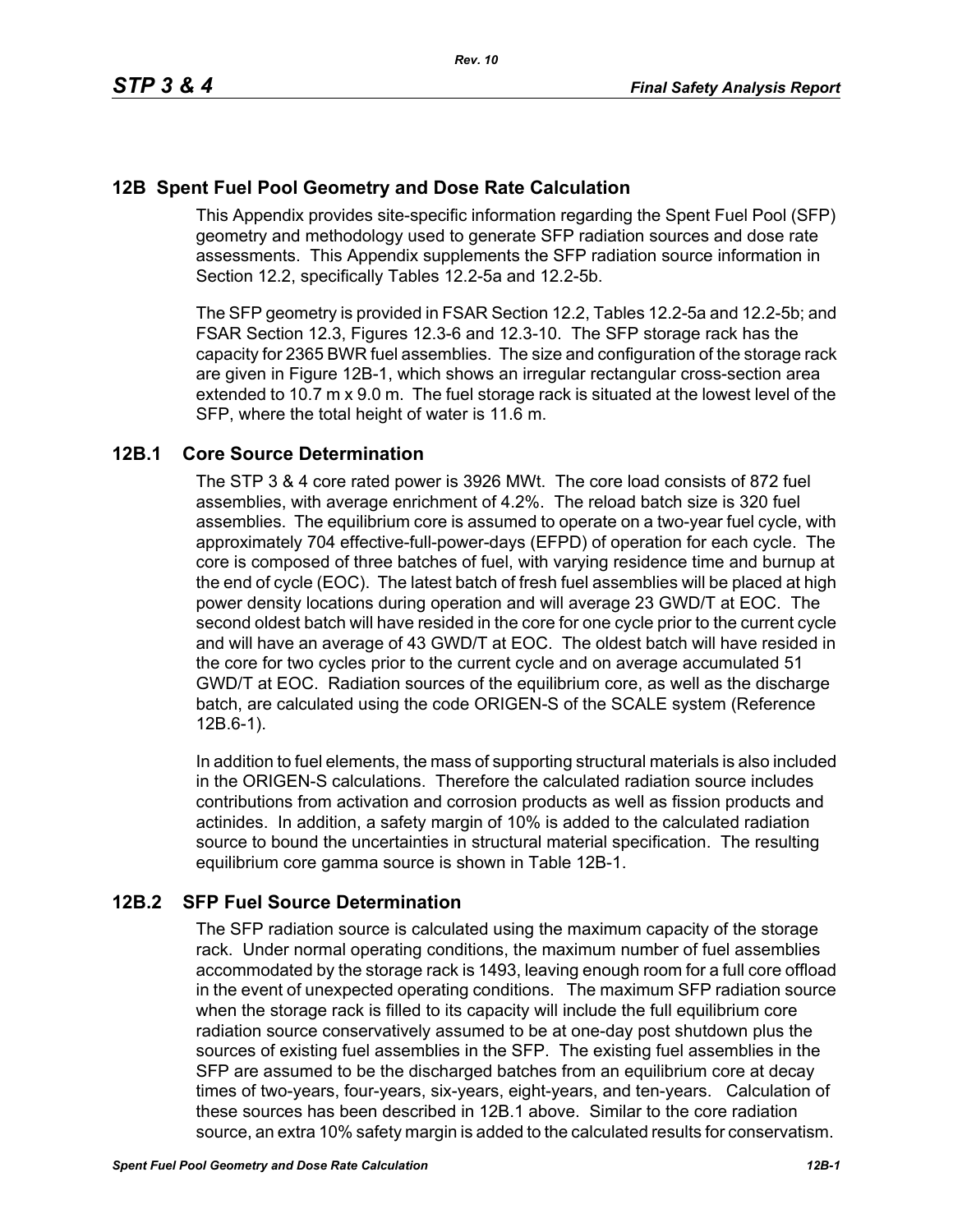## 12B Spent Fuel Pool Geometry and Dose Rate Calculation

This Appendix provides site-specific information regarding the Spent Fuel Pool (SFP) geometry and methodology used to generate SFP radiation sources and dose rate assessments. This Appendix supplements the SFP radiation source information in Section 12.2, specifically Tables 12.2-5a and 12.2-5b.

The SFP geometry is provided in FSAR Section 12.2, Tables 12.2-5a and 12.2-5b; and FSAR Section 12.3, Figures 12.3-6 and 12.3-10. The SFP storage rack has the capacity for 2365 BWR fuel assemblies. The size and configuration of the storage rack are given in Figure 12B-1, which shows an irregular rectangular cross-section area extended to 10.7 m x 9.0 m. The fuel storage rack is situated at the lowest level of the SFP, where the total height of water is 11.6 m.

### 12B.1 Core Source Determination

The STP 3 & 4 core rated power is 3926 MWt. The core load consists of 872 fuel assemblies, with average enrichment of 4.2%. The reload batch size is 320 fuel assemblies. The equilibrium core is assumed to operate on a two-year fuel cycle, with approximately 704 effective-full-power-days (EFPD) of operation for each cycle. The core is composed of three batches of fuel, with varying residence time and burnup at the end of cycle (EOC). The latest batch of fresh fuel assemblies will be placed at high power density locations during operation and will average 23 GWD/T at EOC. The second oldest batch will have resided in the core for one cycle prior to the current cycle and will have an average of 43 GWD/T at EOC. The oldest batch will have resided in the core for two cycles prior to the current cycle and on average accumulated 51 GWD/T at EOC. Radiation sources of the equilibrium core, as well as the discharge batch, are calculated using the code ORIGEN-S of the SCALE system (Reference 12B.6-1).

In addition to fuel elements, the mass of supporting structural materials is also included in the ORIGEN-S calculations. Therefore the calculated radiation source includes contributions from activation and corrosion products as well as fission products and actinides. In addition, a safety margin of 10% is added to the calculated radiation source to bound the uncertainties in structural material specification. The resulting equilibrium core gamma source is shown in Table 12B-1.

### 12B.2 SFP Fuel Source Determination

The SFP radiation source is calculated using the maximum capacity of the storage rack. Under normal operating conditions, the maximum number of fuel assemblies accommodated by the storage rack is 1493, leaving enough room for a full core offload in the event of unexpected operating conditions. The maximum SFP radiation source when the storage rack is filled to its capacity will include the full equilibrium core radiation source conservatively assumed to be at one-day post shutdown plus the sources of existing fuel assemblies in the SFP. The existing fuel assemblies in the SFP are assumed to be the discharged batches from an equilibrium core at decay times of two-years, four-years, six-years, eight-years, and ten-years. Calculation of these sources has been described in 12B.1 above. Similar to the core radiation source, an extra 10% safety margin is added to the calculated results for conservatism.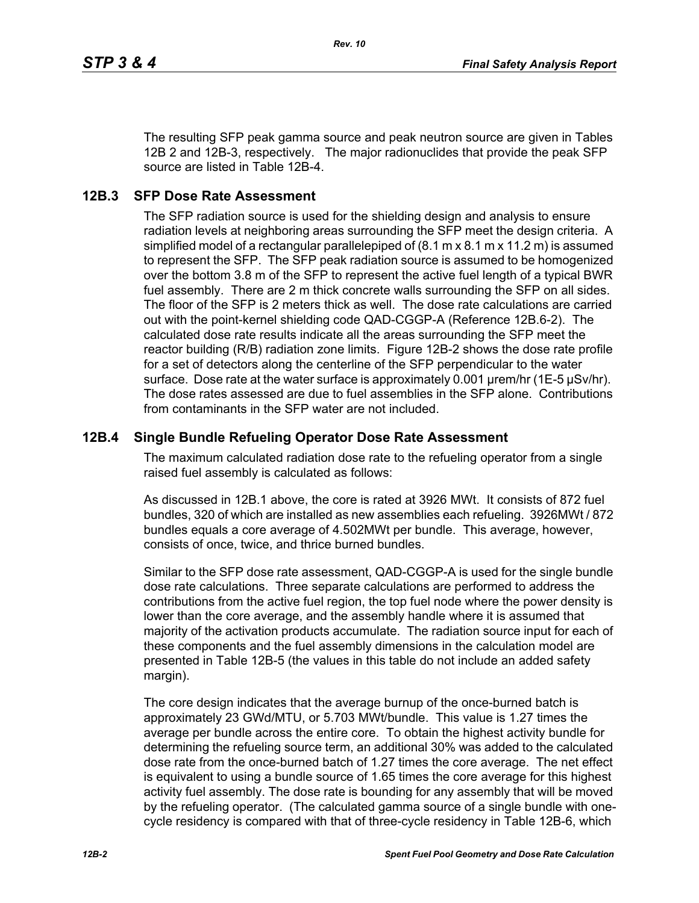The resulting SFP peak gamma source and peak neutron source are given in Tables 12B 2 and 12B-3, respectively. The major radionuclides that provide the peak SFP source are listed in Table 12B-4.

## 12B.3 SFP Dose Rate Assessment

The SFP radiation source is used for the shielding design and analysis to ensure radiation levels at neighboring areas surrounding the SFP meet the design criteria. A simplified model of a rectangular parallelepiped of (8.1 m x 8.1 m x 11.2 m) is assumed to represent the SFP. The SFP peak radiation source is assumed to be homogenized over the bottom 3.8 m of the SFP to represent the active fuel length of a typical BWR fuel assembly. There are 2 m thick concrete walls surrounding the SFP on all sides. The floor of the SFP is 2 meters thick as well. The dose rate calculations are carried out with the point-kernel shielding code QAD-CGGP-A (Reference 12B.6-2). The calculated dose rate results indicate all the areas surrounding the SFP meet the reactor building (R/B) radiation zone limits. Figure 12B-2 shows the dose rate profile for a set of detectors along the centerline of the SFP perpendicular to the water surface. Dose rate at the water surface is approximately 0.001 μrem/hr (1E-5 μSv/hr). The dose rates assessed are due to fuel assemblies in the SFP alone. Contributions from contaminants in the SFP water are not included.

## 12B.4 Single Bundle Refueling Operator Dose Rate Assessment

The maximum calculated radiation dose rate to the refueling operator from a single raised fuel assembly is calculated as follows:

As discussed in 12B.1 above, the core is rated at 3926 MWt. It consists of 872 fuel bundles, 320 of which are installed as new assemblies each refueling. 3926MWt / 872 bundles equals a core average of 4.502MWt per bundle. This average, however, consists of once, twice, and thrice burned bundles.

Similar to the SFP dose rate assessment, QAD-CGGP-A is used for the single bundle dose rate calculations. Three separate calculations are performed to address the contributions from the active fuel region, the top fuel node where the power density is lower than the core average, and the assembly handle where it is assumed that majority of the activation products accumulate. The radiation source input for each of these components and the fuel assembly dimensions in the calculation model are presented in Table 12B-5 (the values in this table do not include an added safety margin).

The core design indicates that the average burnup of the once-burned batch is approximately 23 GWd/MTU, or 5.703 MWt/bundle. This value is 1.27 times the average per bundle across the entire core. To obtain the highest activity bundle for determining the refueling source term, an additional 30% was added to the calculated dose rate from the once-burned batch of 1.27 times the core average. The net effect is equivalent to using a bundle source of 1.65 times the core average for this highest activity fuel assembly. The dose rate is bounding for any assembly that will be moved by the refueling operator. (The calculated gamma source of a single bundle with one-cycle residency is compared with that of three-cycle residency in Table 12B-6, which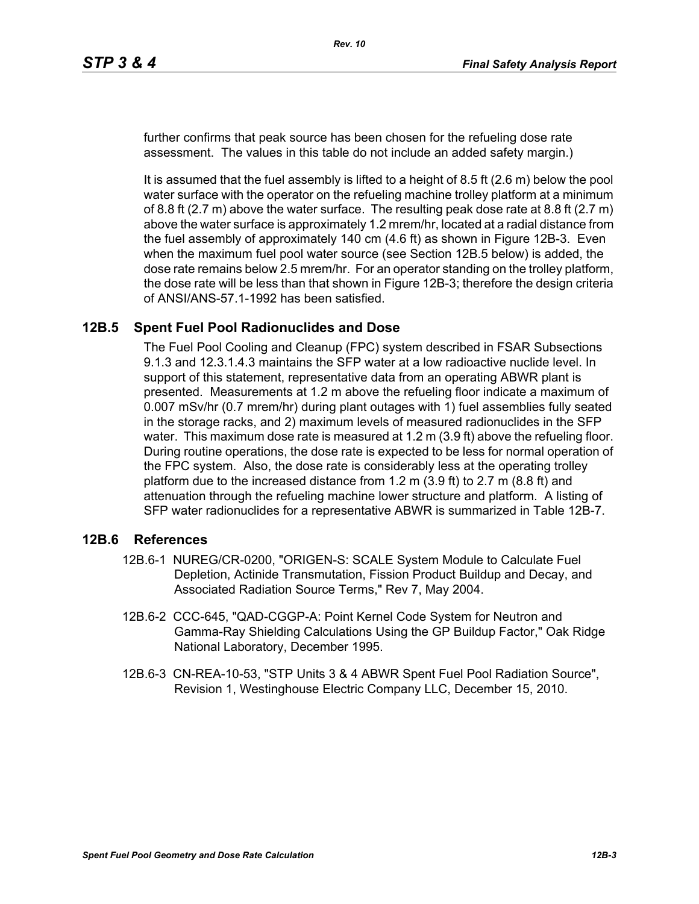further confirms that peak source has been chosen for the refueling dose rate assessment. The values in this table do not include an added safety margin.)

It is assumed that the fuel assembly is lifted to a height of 8.5 ft (2.6 m) below the pool water surface with the operator on the refueling machine trolley platform at a minimum of 8.8 ft (2.7 m) above the water surface. The resulting peak dose rate at 8.8 ft (2.7 m) above the water surface is approximately 1.2 mrem/hr, located at a radial distance from the fuel assembly of approximately 140 cm (4.6 ft) as shown in Figure 12B-3. Even when the maximum fuel pool water source (see Section 12B.5 below) is added, the dose rate remains below 2.5 mrem/hr. For an operator standing on the trolley platform, the dose rate will be less than that shown in Figure 12B-3; therefore the design criteria of ANSI/ANS-57.1-1992 has been satisfied.

## 12B.5 Spent Fuel Pool Radionuclides and Dose

The Fuel Pool Cooling and Cleanup (FPC) system described in FSAR Subsections 9.1.3 and 12.3.1.4.3 maintains the SFP water at a low radioactive nuclide level. In support of this statement, representative data from an operating ABWR plant is presented. Measurements at 1.2 m above the refueling floor indicate a maximum of 0.007 mSv/hr (0.7 mrem/hr) during plant outages with 1) fuel assemblies fully seated in the storage racks, and 2) maximum levels of measured radionuclides in the SFP water. This maximum dose rate is measured at 1.2 m (3.9 ft) above the refueling floor. During routine operations, the dose rate is expected to be less for normal operation of the FPC system. Also, the dose rate is considerably less at the operating trolley platform due to the increased distance from 1.2 m (3.9 ft) to 2.7 m (8.8 ft) and attenuation through the refueling machine lower structure and platform. A listing of SFP water radionuclides for a representative ABWR is summarized in Table 12B-7.

## 12B.6 References

12B.6-1 NUREG/CR-0200, "ORIGEN-S: SCALE System Module to Calculate Fuel Depletion, Actinide Transmutation, Fission Product Buildup and Decay, and Associated Radiation Source Terms," Rev 7, May 2004.

12B.6-2 CCC-645, "QAD-CGGP-A: Point Kernel Code System for Neutron and Gamma-Ray Shielding Calculations Using the GP Buildup Factor," Oak Ridge National Laboratory, December 1995.

12B.6-3 CN-REA-10-53, "STP Units 3 & 4 ABWR Spent Fuel Pool Radiation Source", Revision 1, Westinghouse Electric Company LLC, December 15, 2010.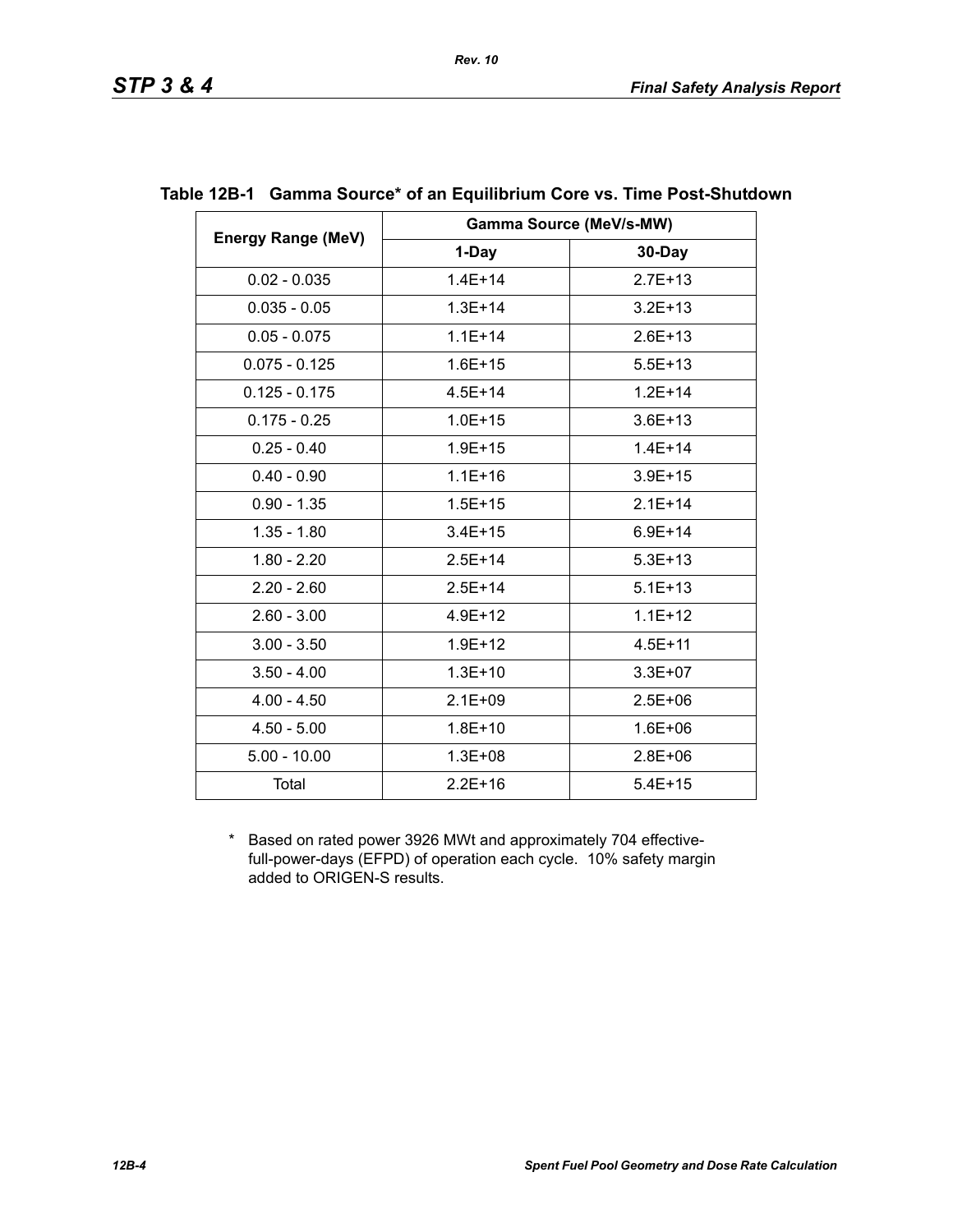**Table 12B-1 Gamma Source* of an Equilibrium Core vs. Time Post-Shutdown**

| Energy Range (MeV) | Gamma Source (MeV/s-MW) | |
|---|---|---|
| | 1-Day | 30-Day |
| 0.02 - 0.035 | 1.4E+14 | 2.7E+13 |
| 0.035 - 0.05 | 1.3E+14 | 3.2E+13 |
| 0.05 - 0.075 | 1.1E+14 | 2.6E+13 |
| 0.075 - 0.125 | 1.6E+15 | 5.5E+13 |
| 0.125 - 0.175 | 4.5E+14 | 1.2E+14 |
| 0.175 - 0.25 | 1.0E+15 | 3.6E+13 |
| 0.25 - 0.40 | 1.9E+15 | 1.4E+14 |
| 0.40 - 0.90 | 1.1E+16 | 3.9E+15 |
| 0.90 - 1.35 | 1.5E+15 | 2.1E+14 |
| 1.35 - 1.80 | 3.4E+15 | 6.9E+14 |
| 1.80 - 2.20 | 2.5E+14 | 5.3E+13 |
| 2.20 - 2.60 | 2.5E+14 | 5.1E+13 |
| 2.60 - 3.00 | 4.9E+12 | 1.1E+12 |
| 3.00 - 3.50 | 1.9E+12 | 4.5E+11 |
| 3.50 - 4.00 | 1.3E+10 | 3.3E+07 |
| 4.00 - 4.50 | 2.1E+09 | 2.5E+06 |
| 4.50 - 5.00 | 1.8E+10 | 1.6E+06 |
| 5.00 - 10.00 | 1.3E+08 | 2.8E+06 |
| Total | 2.2E+16 | 5.4E+15 |

\* Based on rated power 3926 MWt and approximately 704 effective-full-power-days (EFPD) of operation each cycle. 10% safety margin added to ORIGEN-S results.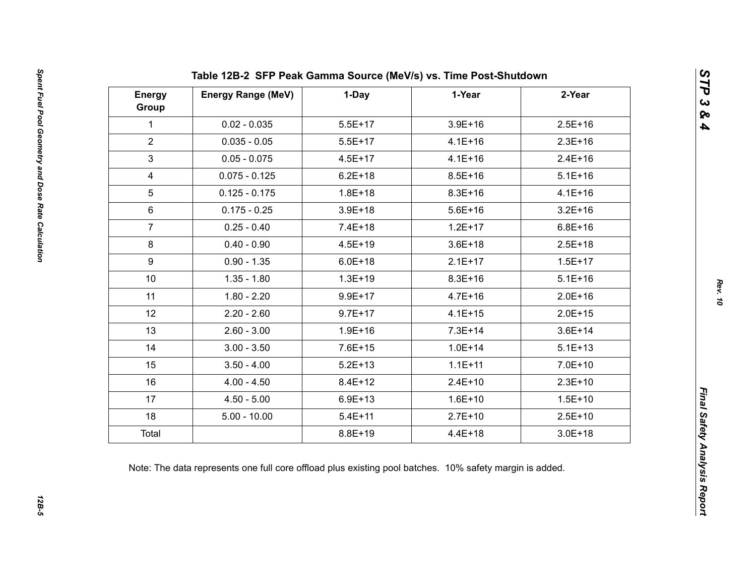**Table 12B-2 SFP Peak Gamma Source (MeV/s) vs. Time Post-Shutdown**

| Energy Group | Energy Range (MeV) | 1-Day | 1-Year | 2-Year |
|---|---|---|---|---|
| 1 | 0.02 - 0.035 | 5.5E+17 | 3.9E+16 | 2.5E+16 |
| 2 | 0.035 - 0.05 | 5.5E+17 | 4.1E+16 | 2.3E+16 |
| 3 | 0.05 - 0.075 | 4.5E+17 | 4.1E+16 | 2.4E+16 |
| 4 | 0.075 - 0.125 | 6.2E+18 | 8.5E+16 | 5.1E+16 |
| 5 | 0.125 - 0.175 | 1.8E+18 | 8.3E+16 | 4.1E+16 |
| 6 | 0.175 - 0.25 | 3.9E+18 | 5.6E+16 | 3.2E+16 |
| 7 | 0.25 - 0.40 | 7.4E+18 | 1.2E+17 | 6.8E+16 |
| 8 | 0.40 - 0.90 | 4.5E+19 | 3.6E+18 | 2.5E+18 |
| 9 | 0.90 - 1.35 | 6.0E+18 | 2.1E+17 | 1.5E+17 |
| 10 | 1.35 - 1.80 | 1.3E+19 | 8.3E+16 | 5.1E+16 |
| 11 | 1.80 - 2.20 | 9.9E+17 | 4.7E+16 | 2.0E+16 |
| 12 | 2.20 - 2.60 | 9.7E+17 | 4.1E+15 | 2.0E+15 |
| 13 | 2.60 - 3.00 | 1.9E+16 | 7.3E+14 | 3.6E+14 |
| 14 | 3.00 - 3.50 | 7.6E+15 | 1.0E+14 | 5.1E+13 |
| 15 | 3.50 - 4.00 | 5.2E+13 | 1.1E+11 | 7.0E+10 |
| 16 | 4.00 - 4.50 | 8.4E+12 | 2.4E+10 | 2.3E+10 |
| 17 | 4.50 - 5.00 | 6.9E+13 | 1.6E+10 | 1.5E+10 |
| 18 | 5.00 - 10.00 | 5.4E+11 | 2.7E+10 | 2.5E+10 |
| Total | | 8.8E+19 | 4.4E+18 | 3.0E+18 |

Note: The data represents one full core offload plus existing pool batches. 10% safety margin is added.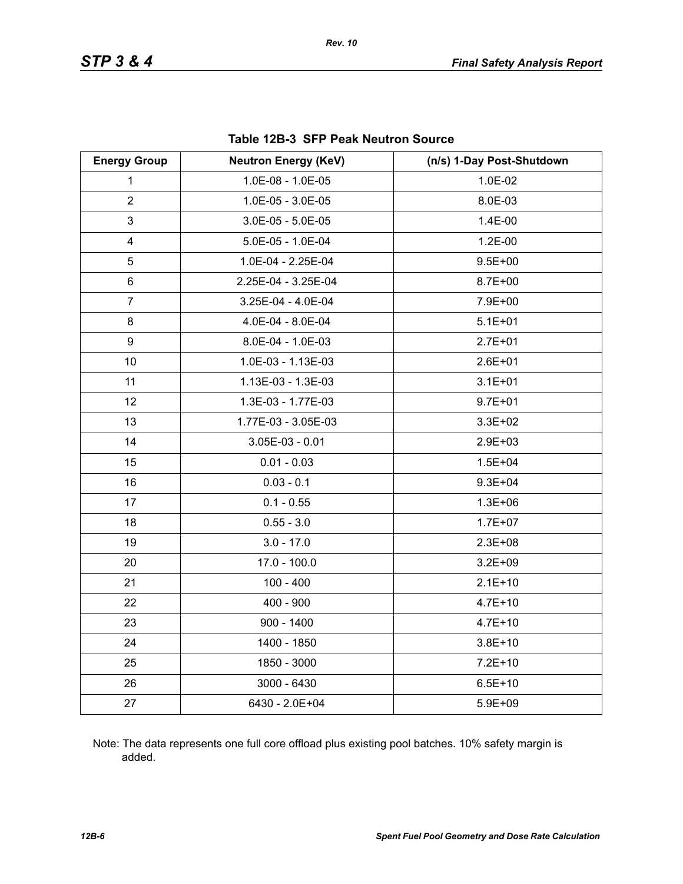**Table 12B-3 SFP Peak Neutron Source**

| Energy Group | Neutron Energy (KeV) | (n/s) 1-Day Post-Shutdown |
|---|---|---|
| 1 | 1.0E-08 - 1.0E-05 | 1.0E-02 |
| 2 | 1.0E-05 - 3.0E-05 | 8.0E-03 |
| 3 | 3.0E-05 - 5.0E-05 | 1.4E-00 |
| 4 | 5.0E-05 - 1.0E-04 | 1.2E-00 |
| 5 | 1.0E-04 - 2.25E-04 | 9.5E+00 |
| 6 | 2.25E-04 - 3.25E-04 | 8.7E+00 |
| 7 | 3.25E-04 - 4.0E-04 | 7.9E+00 |
| 8 | 4.0E-04 - 8.0E-04 | 5.1E+01 |
| 9 | 8.0E-04 - 1.0E-03 | 2.7E+01 |
| 10 | 1.0E-03 - 1.13E-03 | 2.6E+01 |
| 11 | 1.13E-03 - 1.3E-03 | 3.1E+01 |
| 12 | 1.3E-03 - 1.77E-03 | 9.7E+01 |
| 13 | 1.77E-03 - 3.05E-03 | 3.3E+02 |
| 14 | 3.05E-03 - 0.01 | 2.9E+03 |
| 15 | 0.01 - 0.03 | 1.5E+04 |
| 16 | 0.03 - 0.1 | 9.3E+04 |
| 17 | 0.1 - 0.55 | 1.3E+06 |
| 18 | 0.55 - 3.0 | 1.7E+07 |
| 19 | 3.0 - 17.0 | 2.3E+08 |
| 20 | 17.0 - 100.0 | 3.2E+09 |
| 21 | 100 - 400 | 2.1E+10 |
| 22 | 400 - 900 | 4.7E+10 |
| 23 | 900 - 1400 | 4.7E+10 |
| 24 | 1400 - 1850 | 3.8E+10 |
| 25 | 1850 - 3000 | 7.2E+10 |
| 26 | 3000 - 6430 | 6.5E+10 |
| 27 | 6430 - 2.0E+04 | 5.9E+09 |

Note: The data represents one full core offload plus existing pool batches. 10% safety margin is added.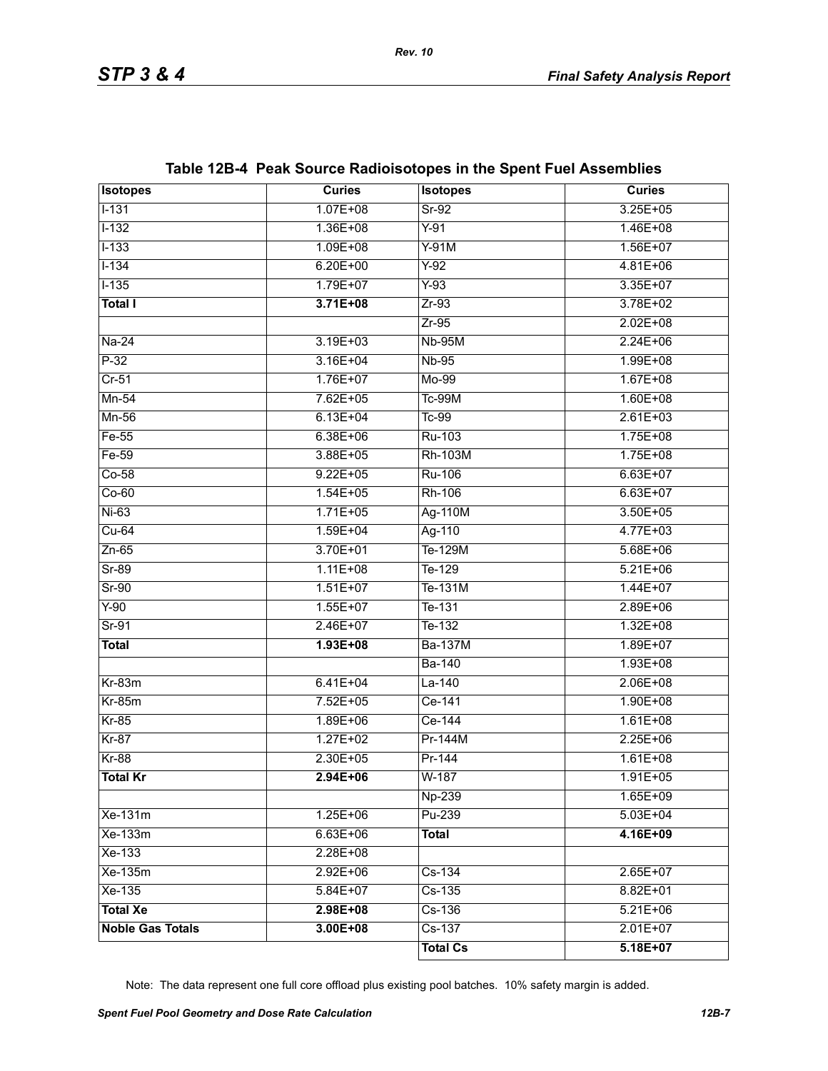### Table 12B-4 Peak Source Radioisotopes in the Spent Fuel Assemblies

| Isotopes | Curies | Isotopes | Curies |
|---|---|---|---|
| I-131 | 1.07E+08 | Sr-92 | 3.25E+05 |
| I-132 | 1.36E+08 | Y-91 | 1.46E+08 |
| I-133 | 1.09E+08 | Y-91M | 1.56E+07 |
| I-134 | 6.20E+00 | Y-92 | 4.81E+06 |
| I-135 | 1.79E+07 | Y-93 | 3.35E+07 |
| **Total I** | **3.71E+08** | Zr-93 | 3.78E+02 |
| | | Zr-95 | 2.02E+08 |
| Na-24 | 3.19E+03 | Nb-95M | 2.24E+06 |
| P-32 | 3.16E+04 | Nb-95 | 1.99E+08 |
| Cr-51 | 1.76E+07 | Mo-99 | 1.67E+08 |
| Mn-54 | 7.62E+05 | Tc-99M | 1.60E+08 |
| Mn-56 | 6.13E+04 | Tc-99 | 2.61E+03 |
| Fe-55 | 6.38E+06 | Ru-103 | 1.75E+08 |
| Fe-59 | 3.88E+05 | Rh-103M | 1.75E+08 |
| Co-58 | 9.22E+05 | Ru-106 | 6.63E+07 |
| Co-60 | 1.54E+05 | Rh-106 | 6.63E+07 |
| Ni-63 | 1.71E+05 | Ag-110M | 3.50E+05 |
| Cu-64 | 1.59E+04 | Ag-110 | 4.77E+03 |
| Zn-65 | 3.70E+01 | Te-129M | 5.68E+06 |
| Sr-89 | 1.11E+08 | Te-129 | 5.21E+06 |
| Sr-90 | 1.51E+07 | Te-131M | 1.44E+07 |
| Y-90 | 1.55E+07 | Te-131 | 2.89E+06 |
| Sr-91 | 2.46E+07 | Te-132 | 1.32E+08 |
| **Total** | **1.93E+08** | Ba-137M | 1.89E+07 |
| | | Ba-140 | 1.93E+08 |
| Kr-83m | 6.41E+04 | La-140 | 2.06E+08 |
| Kr-85m | 7.52E+05 | Ce-141 | 1.90E+08 |
| Kr-85 | 1.89E+06 | Ce-144 | 1.61E+08 |
| Kr-87 | 1.27E+02 | Pr-144M | 2.25E+06 |
| Kr-88 | 2.30E+05 | Pr-144 | 1.61E+08 |
| **Total Kr** | **2.94E+06** | W-187 | 1.91E+05 |
| | | Np-239 | 1.65E+09 |
| Xe-131m | 1.25E+06 | Pu-239 | 5.03E+04 |
| Xe-133m | 6.63E+06 | **Total** | **4.16E+09** |
| Xe-133 | 2.28E+08 | | |
| Xe-135m | 2.92E+06 | Cs-134 | 2.65E+07 |
| Xe-135 | 5.84E+07 | Cs-135 | 8.82E+01 |
| **Total Xe** | **2.98E+08** | Cs-136 | 5.21E+06 |
| **Noble Gas Totals** | **3.00E+08** | Cs-137 | 2.01E+07 |
| | | **Total Cs** | **5.18E+07** |

Note: The data represent one full core offload plus existing pool batches. 10% safety margin is added.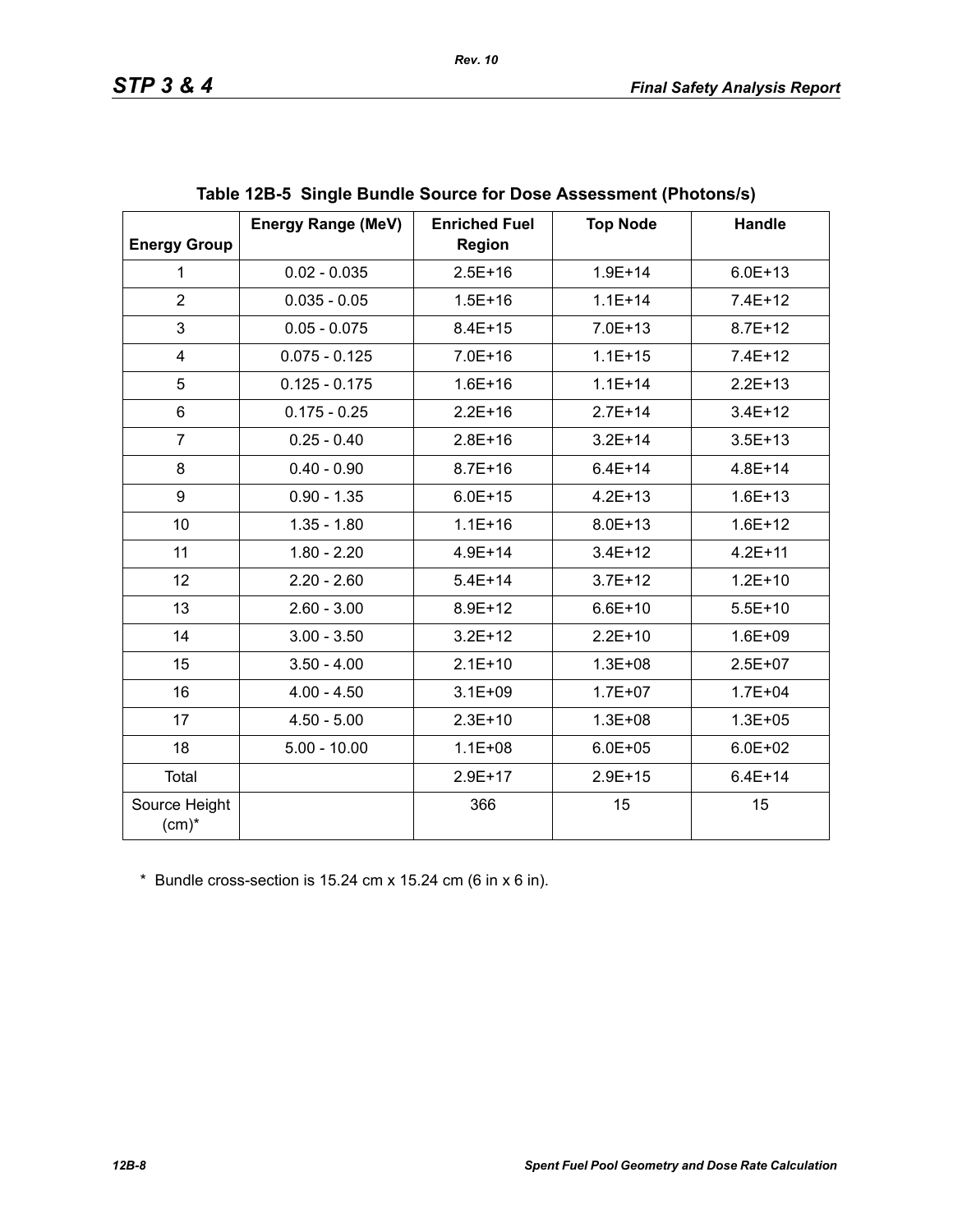**Table 12B-5 Single Bundle Source for Dose Assessment (Photons/s)**

| Energy Group | Energy Range (MeV) | Enriched Fuel Region | Top Node | Handle |
|---|---|---|---|---|
| 1 | 0.02 - 0.035 | 2.5E+16 | 1.9E+14 | 6.0E+13 |
| 2 | 0.035 - 0.05 | 1.5E+16 | 1.1E+14 | 7.4E+12 |
| 3 | 0.05 - 0.075 | 8.4E+15 | 7.0E+13 | 8.7E+12 |
| 4 | 0.075 - 0.125 | 7.0E+16 | 1.1E+15 | 7.4E+12 |
| 5 | 0.125 - 0.175 | 1.6E+16 | 1.1E+14 | 2.2E+13 |
| 6 | 0.175 - 0.25 | 2.2E+16 | 2.7E+14 | 3.4E+12 |
| 7 | 0.25 - 0.40 | 2.8E+16 | 3.2E+14 | 3.5E+13 |
| 8 | 0.40 - 0.90 | 8.7E+16 | 6.4E+14 | 4.8E+14 |
| 9 | 0.90 - 1.35 | 6.0E+15 | 4.2E+13 | 1.6E+13 |
| 10 | 1.35 - 1.80 | 1.1E+16 | 8.0E+13 | 1.6E+12 |
| 11 | 1.80 - 2.20 | 4.9E+14 | 3.4E+12 | 4.2E+11 |
| 12 | 2.20 - 2.60 | 5.4E+14 | 3.7E+12 | 1.2E+10 |
| 13 | 2.60 - 3.00 | 8.9E+12 | 6.6E+10 | 5.5E+10 |
| 14 | 3.00 - 3.50 | 3.2E+12 | 2.2E+10 | 1.6E+09 |
| 15 | 3.50 - 4.00 | 2.1E+10 | 1.3E+08 | 2.5E+07 |
| 16 | 4.00 - 4.50 | 3.1E+09 | 1.7E+07 | 1.7E+04 |
| 17 | 4.50 - 5.00 | 2.3E+10 | 1.3E+08 | 1.3E+05 |
| 18 | 5.00 - 10.00 | 1.1E+08 | 6.0E+05 | 6.0E+02 |
| Total | | 2.9E+17 | 2.9E+15 | 6.4E+14 |
| Source Height (cm)* | | 366 | 15 | 15 |

\* Bundle cross-section is 15.24 cm x 15.24 cm (6 in x 6 in).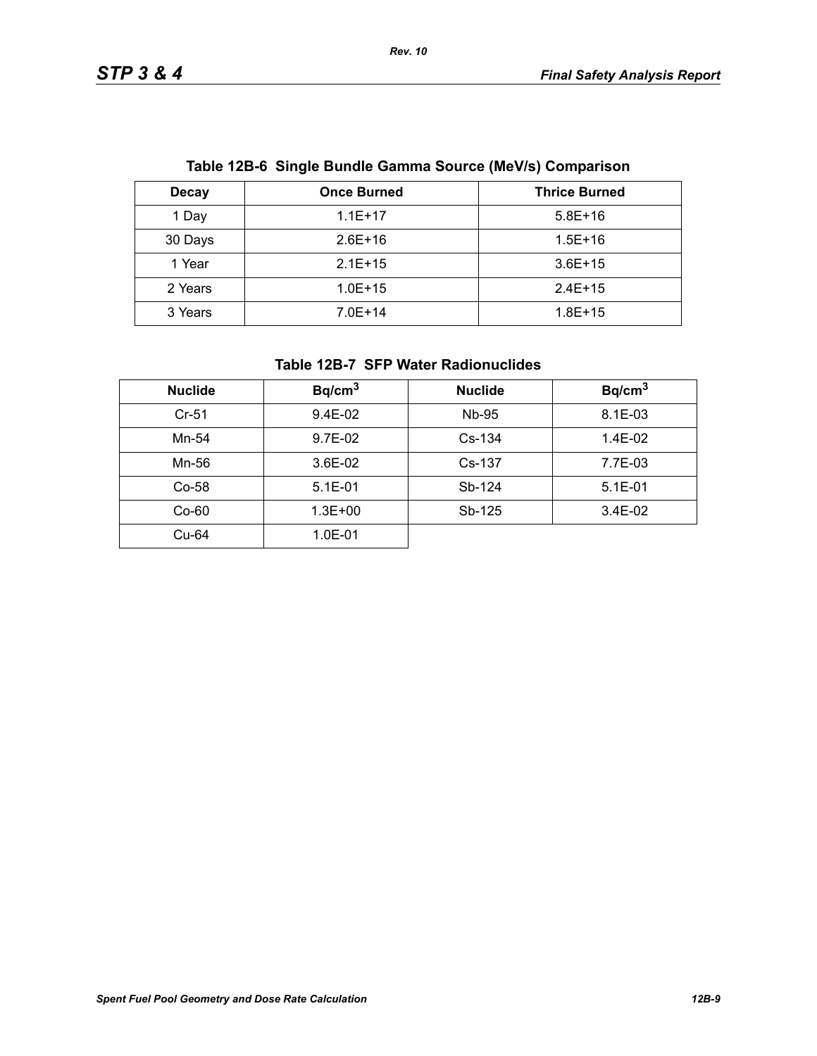**Table 12B-6 Single Bundle Gamma Source (MeV/s) Comparison**

| Decay | Once Burned | Thrice Burned |
|---|---|---|
| 1 Day | 1.1E+17 | 5.8E+16 |
| 30 Days | 2.6E+16 | 1.5E+16 |
| 1 Year | 2.1E+15 | 3.6E+15 |
| 2 Years | 1.0E+15 | 2.4E+15 |
| 3 Years | 7.0E+14 | 1.8E+15 |

**Table 12B-7 SFP Water Radionuclides**

| Nuclide | $Bq/cm^3$ | Nuclide | $Bq/cm^3$ |
|---|---|---|---|
| Cr-51 | 9.4E-02 | Nb-95 | 8.1E-03 |
| Mn-54 | 9.7E-02 | Cs-134 | 1.4E-02 |
| Mn-56 | 3.6E-02 | Cs-137 | 7.7E-03 |
| Co-58 | 5.1E-01 | Sb-124 | 5.1E-01 |
| Co-60 | 1.3E+00 | Sb-125 | 3.4E-02 |
| Cu-64 | 1.0E-01 | | |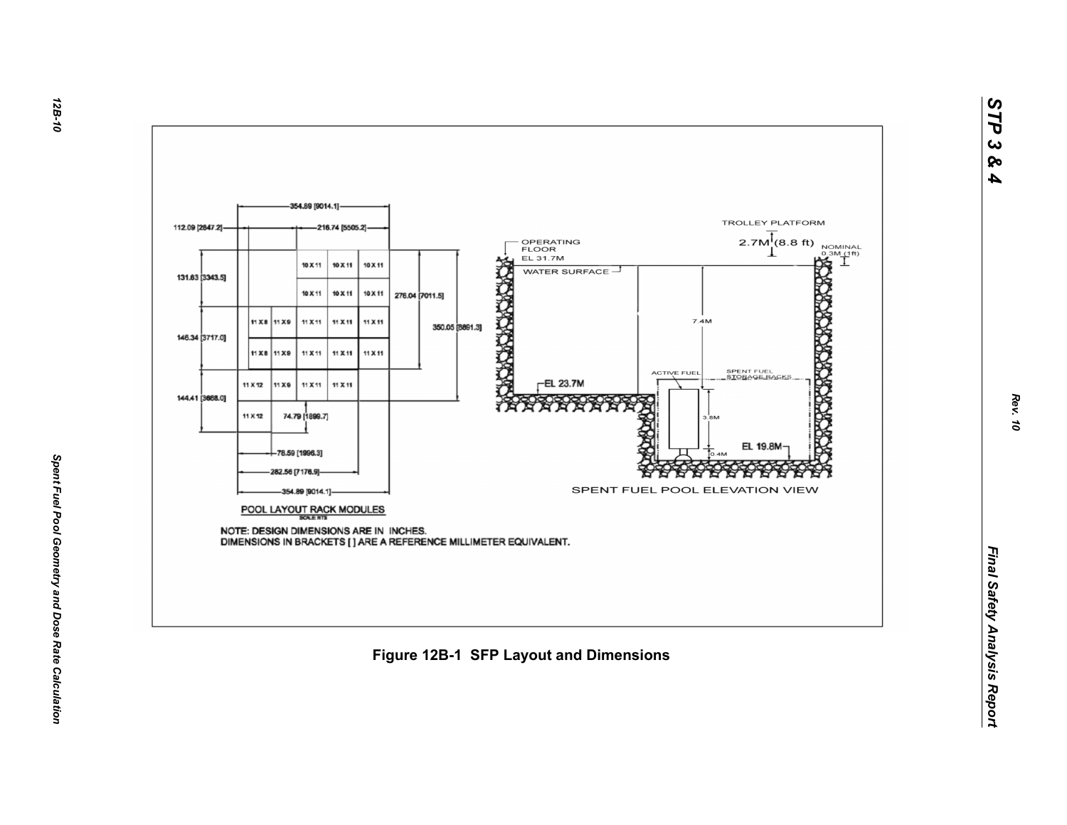POOL LAYOUT RACK MODULES

SCALE NTS

NOTE: DESIGN DIMENSIONS ARE IN INCHES.
DIMENSIONS IN BRACKETS [ ] ARE A REFERENCE MILLIMETER EQUIVALENT.

SPENT FUEL POOL ELEVATION VIEW

**Figure 12B-1 SFP Layout and Dimensions**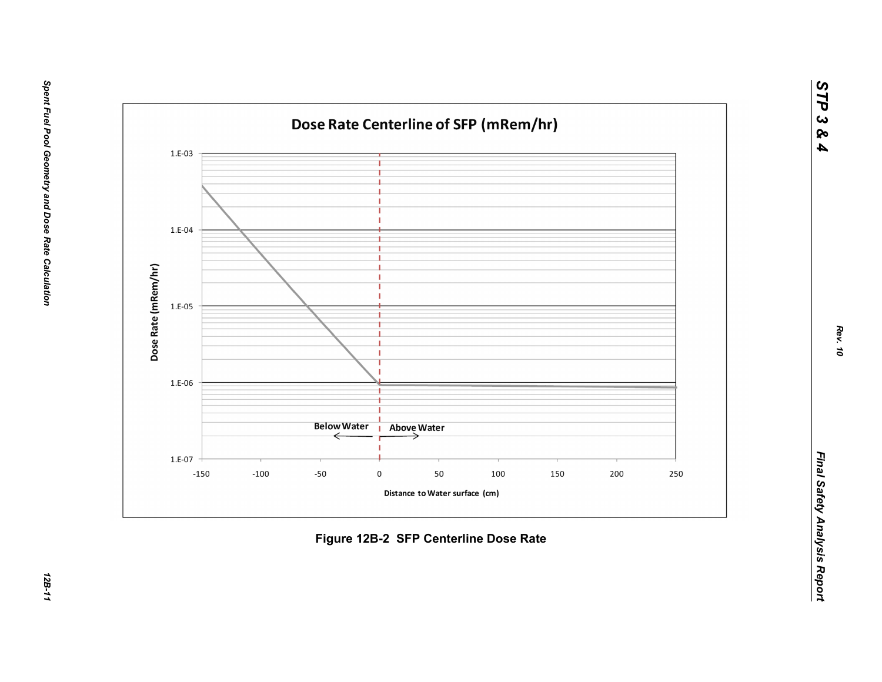Dose Rate Centerline of SFP (mRem/hr)

Dose Rate (mRem/hr)

1.E-03

1.E-04

1.E-05

1.E-06

1.E-07

Below Water

Above Water

-150 -100 -50 0 50 100 150 200 250

Distance to Water surface (cm)

**Figure 12B-2 SFP Centerline Dose Rate**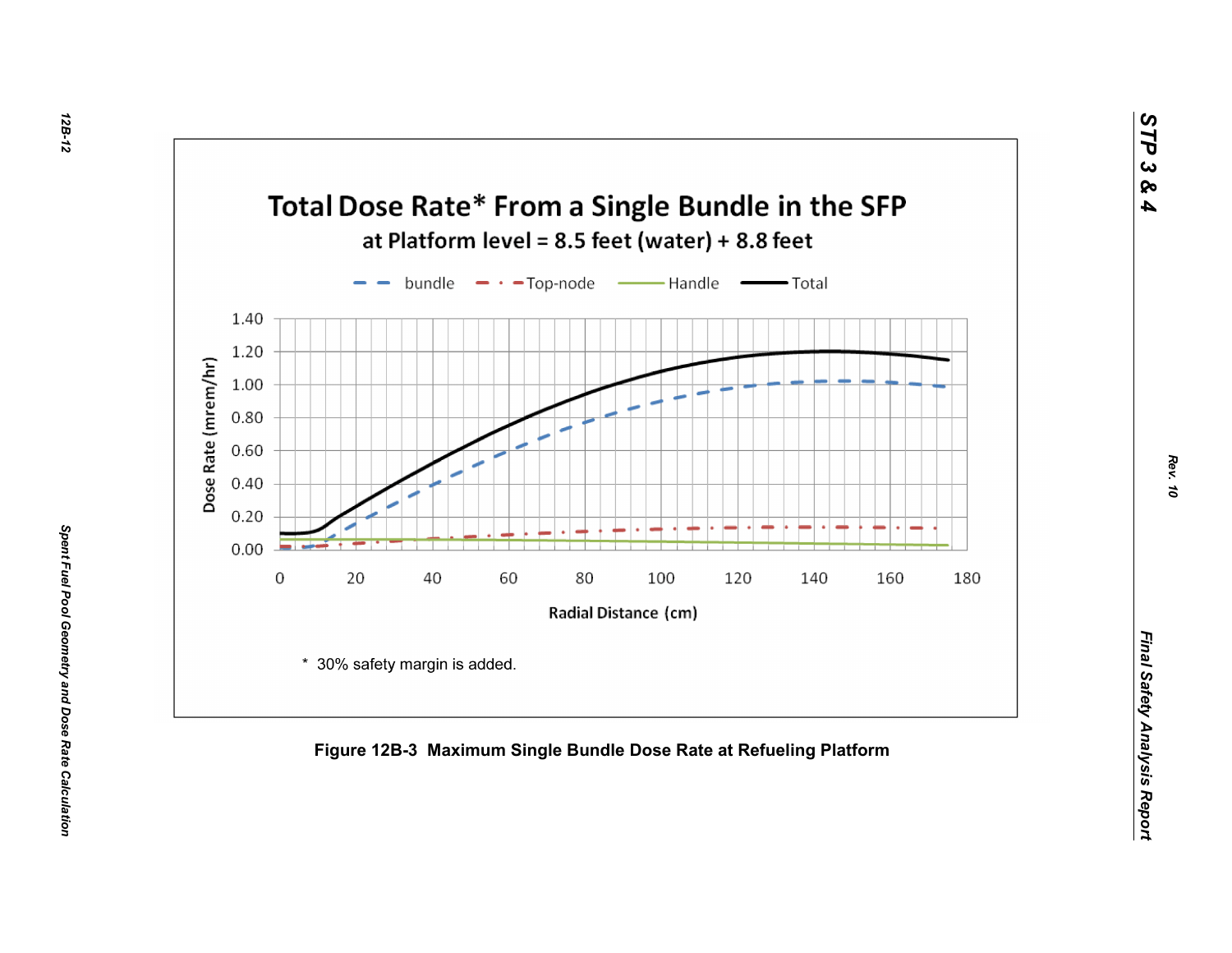Total Dose Rate* From a Single Bundle in the SFP

at Platform level = 8.5 feet (water) + 8.8 feet

bundle
Top-node
Handle
Total

Dose Rate (mrem/hr)

1.40
1.20
1.00
0.80
0.60
0.40
0.20
0.00

0
20
40
60
80
100
120
140
160
180

Radial Distance (cm)

\* 30% safety margin is added.

**Figure 12B-3 Maximum Single Bundle Dose Rate at Refueling Platform**